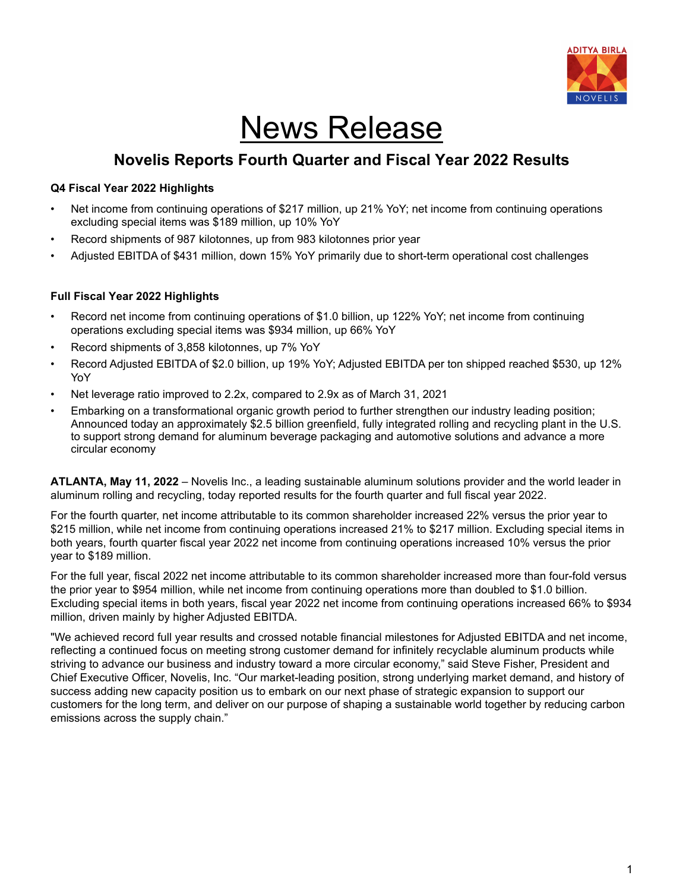# News Release

## Novelis Reports Fourth Quarter and Fiscal Year 2022 Results

**Q4 Fiscal Year 2022 Highlights**

- Net income from continuing operations of $217 million, up 21% YoY; net income from continuing operations excluding special items was $189 million, up 10% YoY
- Record shipments of 987 kilotonnes, up from 983 kilotonnes prior year
- Adjusted EBITDA of $431 million, down 15% YoY primarily due to short-term operational cost challenges

**Full Fiscal Year 2022 Highlights**

- Record net income from continuing operations of $1.0 billion, up 122% YoY; net income from continuing operations excluding special items was $934 million, up 66% YoY
- Record shipments of 3,858 kilotonnes, up 7% YoY
- Record Adjusted EBITDA of $2.0 billion, up 19% YoY; Adjusted EBITDA per ton shipped reached $530, up 12% YoY
- Net leverage ratio improved to 2.2x, compared to 2.9x as of March 31, 2021
- Embarking on a transformational organic growth period to further strengthen our industry leading position; Announced today an approximately $2.5 billion greenfield, fully integrated rolling and recycling plant in the U.S. to support strong demand for aluminum beverage packaging and automotive solutions and advance a more circular economy

**ATLANTA, May 11, 2022** – Novelis Inc., a leading sustainable aluminum solutions provider and the world leader in aluminum rolling and recycling, today reported results for the fourth quarter and full fiscal year 2022.

For the fourth quarter, net income attributable to its common shareholder increased 22% versus the prior year to $215 million, while net income from continuing operations increased 21% to $217 million. Excluding special items in both years, fourth quarter fiscal year 2022 net income from continuing operations increased 10% versus the prior year to $189 million.

For the full year, fiscal 2022 net income attributable to its common shareholder increased more than four-fold versus the prior year to $954 million, while net income from continuing operations more than doubled to $1.0 billion. Excluding special items in both years, fiscal year 2022 net income from continuing operations increased 66% to $934 million, driven mainly by higher Adjusted EBITDA.

"We achieved record full year results and crossed notable financial milestones for Adjusted EBITDA and net income, reflecting a continued focus on meeting strong customer demand for infinitely recyclable aluminum products while striving to advance our business and industry toward a more circular economy," said Steve Fisher, President and Chief Executive Officer, Novelis, Inc. "Our market-leading position, strong underlying market demand, and history of success adding new capacity position us to embark on our next phase of strategic expansion to support our customers for the long term, and deliver on our purpose of shaping a sustainable world together by reducing carbon emissions across the supply chain."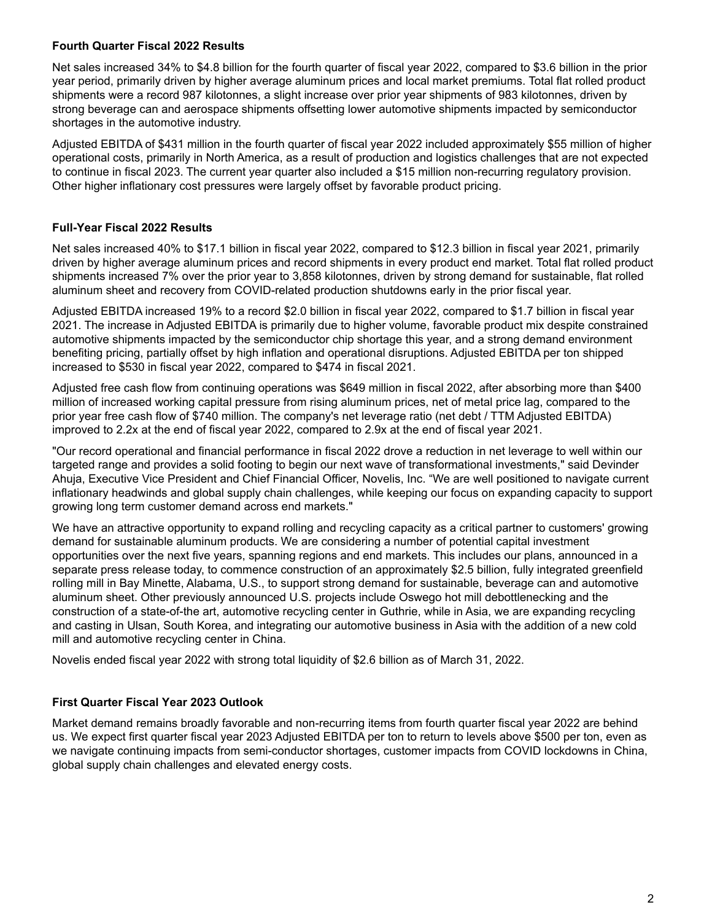**Fourth Quarter Fiscal 2022 Results**

Net sales increased 34% to $4.8 billion for the fourth quarter of fiscal year 2022, compared to $3.6 billion in the prior year period, primarily driven by higher average aluminum prices and local market premiums. Total flat rolled product shipments were a record 987 kilotonnes, a slight increase over prior year shipments of 983 kilotonnes, driven by strong beverage can and aerospace shipments offsetting lower automotive shipments impacted by semiconductor shortages in the automotive industry.

Adjusted EBITDA of $431 million in the fourth quarter of fiscal year 2022 included approximately $55 million of higher operational costs, primarily in North America, as a result of production and logistics challenges that are not expected to continue in fiscal 2023. The current year quarter also included a $15 million non-recurring regulatory provision. Other higher inflationary cost pressures were largely offset by favorable product pricing.

**Full-Year Fiscal 2022 Results**

Net sales increased 40% to $17.1 billion in fiscal year 2022, compared to $12.3 billion in fiscal year 2021, primarily driven by higher average aluminum prices and record shipments in every product end market. Total flat rolled product shipments increased 7% over the prior year to 3,858 kilotonnes, driven by strong demand for sustainable, flat rolled aluminum sheet and recovery from COVID-related production shutdowns early in the prior fiscal year.

Adjusted EBITDA increased 19% to a record $2.0 billion in fiscal year 2022, compared to $1.7 billion in fiscal year 2021. The increase in Adjusted EBITDA is primarily due to higher volume, favorable product mix despite constrained automotive shipments impacted by the semiconductor chip shortage this year, and a strong demand environment benefiting pricing, partially offset by high inflation and operational disruptions. Adjusted EBITDA per ton shipped increased to $530 in fiscal year 2022, compared to $474 in fiscal 2021.

Adjusted free cash flow from continuing operations was $649 million in fiscal 2022, after absorbing more than $400 million of increased working capital pressure from rising aluminum prices, net of metal price lag, compared to the prior year free cash flow of $740 million. The company's net leverage ratio (net debt / TTM Adjusted EBITDA) improved to 2.2x at the end of fiscal year 2022, compared to 2.9x at the end of fiscal year 2021.

"Our record operational and financial performance in fiscal 2022 drove a reduction in net leverage to well within our targeted range and provides a solid footing to begin our next wave of transformational investments," said Devinder Ahuja, Executive Vice President and Chief Financial Officer, Novelis, Inc. "We are well positioned to navigate current inflationary headwinds and global supply chain challenges, while keeping our focus on expanding capacity to support growing long term customer demand across end markets."

We have an attractive opportunity to expand rolling and recycling capacity as a critical partner to customers' growing demand for sustainable aluminum products. We are considering a number of potential capital investment opportunities over the next five years, spanning regions and end markets. This includes our plans, announced in a separate press release today, to commence construction of an approximately $2.5 billion, fully integrated greenfield rolling mill in Bay Minette, Alabama, U.S., to support strong demand for sustainable, beverage can and automotive aluminum sheet. Other previously announced U.S. projects include Oswego hot mill debottlenecking and the construction of a state-of-the art, automotive recycling center in Guthrie, while in Asia, we are expanding recycling and casting in Ulsan, South Korea, and integrating our automotive business in Asia with the addition of a new cold mill and automotive recycling center in China.

Novelis ended fiscal year 2022 with strong total liquidity of $2.6 billion as of March 31, 2022.

**First Quarter Fiscal Year 2023 Outlook**

Market demand remains broadly favorable and non-recurring items from fourth quarter fiscal year 2022 are behind us. We expect first quarter fiscal year 2023 Adjusted EBITDA per ton to return to levels above $500 per ton, even as we navigate continuing impacts from semi-conductor shortages, customer impacts from COVID lockdowns in China, global supply chain challenges and elevated energy costs.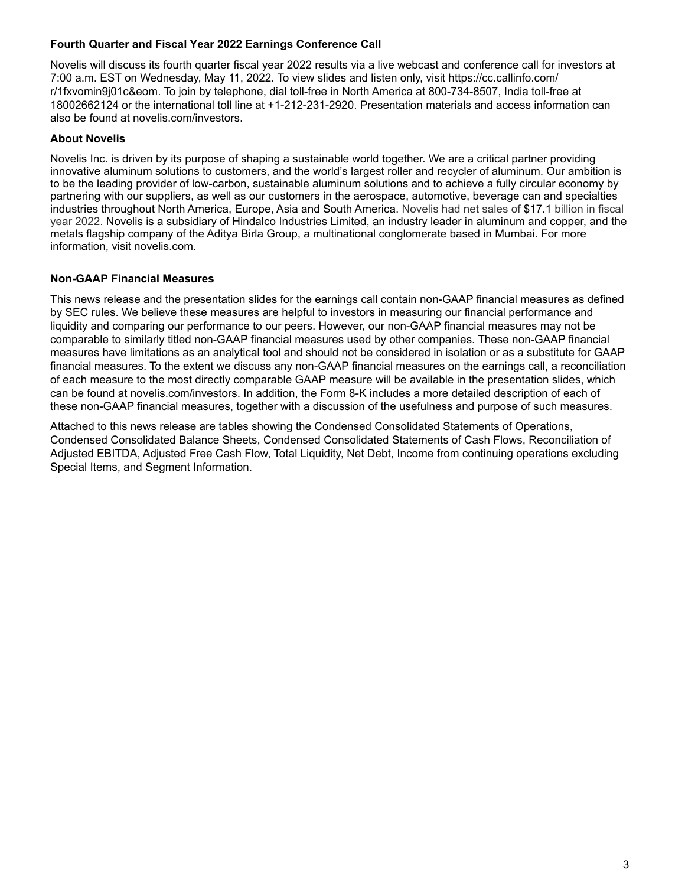### Fourth Quarter and Fiscal Year 2022 Earnings Conference Call

Novelis will discuss its fourth quarter fiscal year 2022 results via a live webcast and conference call for investors at 7:00 a.m. EST on Wednesday, May 11, 2022. To view slides and listen only, visit https://cc.callinfo.com/r/1fxvomin9j01c&eom. To join by telephone, dial toll-free in North America at 800-734-8507, India toll-free at 18002662124 or the international toll line at +1-212-231-2920. Presentation materials and access information can also be found at novelis.com/investors.

### About Novelis

Novelis Inc. is driven by its purpose of shaping a sustainable world together. We are a critical partner providing innovative aluminum solutions to customers, and the world's largest roller and recycler of aluminum. Our ambition is to be the leading provider of low-carbon, sustainable aluminum solutions and to achieve a fully circular economy by partnering with our suppliers, as well as our customers in the aerospace, automotive, beverage can and specialties industries throughout North America, Europe, Asia and South America. Novelis had net sales of $17.1 billion in fiscal year 2022. Novelis is a subsidiary of Hindalco Industries Limited, an industry leader in aluminum and copper, and the metals flagship company of the Aditya Birla Group, a multinational conglomerate based in Mumbai. For more information, visit novelis.com.

### Non-GAAP Financial Measures

This news release and the presentation slides for the earnings call contain non-GAAP financial measures as defined by SEC rules. We believe these measures are helpful to investors in measuring our financial performance and liquidity and comparing our performance to our peers. However, our non-GAAP financial measures may not be comparable to similarly titled non-GAAP financial measures used by other companies. These non-GAAP financial measures have limitations as an analytical tool and should not be considered in isolation or as a substitute for GAAP financial measures. To the extent we discuss any non-GAAP financial measures on the earnings call, a reconciliation of each measure to the most directly comparable GAAP measure will be available in the presentation slides, which can be found at novelis.com/investors. In addition, the Form 8-K includes a more detailed description of each of these non-GAAP financial measures, together with a discussion of the usefulness and purpose of such measures.

Attached to this news release are tables showing the Condensed Consolidated Statements of Operations, Condensed Consolidated Balance Sheets, Condensed Consolidated Statements of Cash Flows, Reconciliation of Adjusted EBITDA, Adjusted Free Cash Flow, Total Liquidity, Net Debt, Income from continuing operations excluding Special Items, and Segment Information.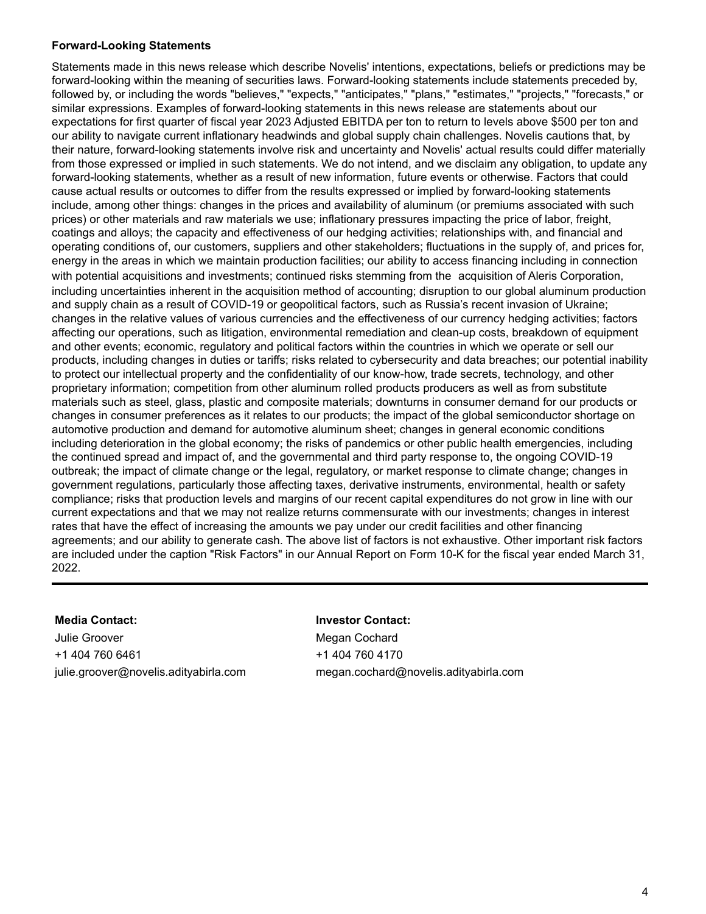**Forward-Looking Statements**

Statements made in this news release which describe Novelis' intentions, expectations, beliefs or predictions may be forward-looking within the meaning of securities laws. Forward-looking statements include statements preceded by, followed by, or including the words "believes," "expects," "anticipates," "plans," "estimates," "projects," "forecasts," or similar expressions. Examples of forward-looking statements in this news release are statements about our expectations for first quarter of fiscal year 2023 Adjusted EBITDA per ton to return to levels above $500 per ton and our ability to navigate current inflationary headwinds and global supply chain challenges. Novelis cautions that, by their nature, forward-looking statements involve risk and uncertainty and Novelis' actual results could differ materially from those expressed or implied in such statements. We do not intend, and we disclaim any obligation, to update any forward-looking statements, whether as a result of new information, future events or otherwise. Factors that could cause actual results or outcomes to differ from the results expressed or implied by forward-looking statements include, among other things: changes in the prices and availability of aluminum (or premiums associated with such prices) or other materials and raw materials we use; inflationary pressures impacting the price of labor, freight, coatings and alloys; the capacity and effectiveness of our hedging activities; relationships with, and financial and operating conditions of, our customers, suppliers and other stakeholders; fluctuations in the supply of, and prices for, energy in the areas in which we maintain production facilities; our ability to access financing including in connection with potential acquisitions and investments; continued risks stemming from the acquisition of Aleris Corporation, including uncertainties inherent in the acquisition method of accounting; disruption to our global aluminum production and supply chain as a result of COVID-19 or geopolitical factors, such as Russia's recent invasion of Ukraine; changes in the relative values of various currencies and the effectiveness of our currency hedging activities; factors affecting our operations, such as litigation, environmental remediation and clean-up costs, breakdown of equipment and other events; economic, regulatory and political factors within the countries in which we operate or sell our products, including changes in duties or tariffs; risks related to cybersecurity and data breaches; our potential inability to protect our intellectual property and the confidentiality of our know-how, trade secrets, technology, and other proprietary information; competition from other aluminum rolled products producers as well as from substitute materials such as steel, glass, plastic and composite materials; downturns in consumer demand for our products or changes in consumer preferences as it relates to our products; the impact of the global semiconductor shortage on automotive production and demand for automotive aluminum sheet; changes in general economic conditions including deterioration in the global economy; the risks of pandemics or other public health emergencies, including the continued spread and impact of, and the governmental and third party response to, the ongoing COVID-19 outbreak; the impact of climate change or the legal, regulatory, or market response to climate change; changes in government regulations, particularly those affecting taxes, derivative instruments, environmental, health or safety compliance; risks that production levels and margins of our recent capital expenditures do not grow in line with our current expectations and that we may not realize returns commensurate with our investments; changes in interest rates that have the effect of increasing the amounts we pay under our credit facilities and other financing agreements; and our ability to generate cash. The above list of factors is not exhaustive. Other important risk factors are included under the caption "Risk Factors" in our Annual Report on Form 10-K for the fiscal year ended March 31, 2022.

---

**Media Contact:**
Julie Groover
+1 404 760 6461
julie.groover@novelis.adityabirla.com

**Investor Contact:**
Megan Cochard
+1 404 760 4170
megan.cochard@novelis.adityabirla.com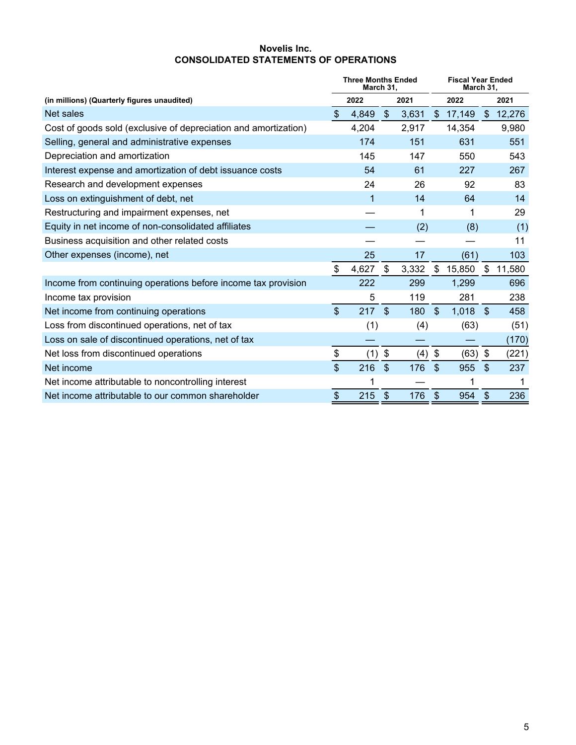**Novelis Inc.**
**CONSOLIDATED STATEMENTS OF OPERATIONS**

| (in millions) (Quarterly figures unaudited) | Three Months Ended March 31, 2022 | Three Months Ended March 31, 2021 | Fiscal Year Ended March 31, 2022 | Fiscal Year Ended March 31, 2021 |
|---|---|---|---|---|
| Net sales | $ 4,849 | $ 3,631 | $ 17,149 | $ 12,276 |
| Cost of goods sold (exclusive of depreciation and amortization) | 4,204 | 2,917 | 14,354 | 9,980 |
| Selling, general and administrative expenses | 174 | 151 | 631 | 551 |
| Depreciation and amortization | 145 | 147 | 550 | 543 |
| Interest expense and amortization of debt issuance costs | 54 | 61 | 227 | 267 |
| Research and development expenses | 24 | 26 | 92 | 83 |
| Loss on extinguishment of debt, net | 1 | 14 | 64 | 14 |
| Restructuring and impairment expenses, net | — | 1 | 1 | 29 |
| Equity in net income of non-consolidated affiliates | — | (2) | (8) | (1) |
| Business acquisition and other related costs | — | — | — | 11 |
| Other expenses (income), net | 25 | 17 | (61) | 103 |
| | $ 4,627 | $ 3,332 | $ 15,850 | $ 11,580 |
| Income from continuing operations before income tax provision | 222 | 299 | 1,299 | 696 |
| Income tax provision | 5 | 119 | 281 | 238 |
| Net income from continuing operations | $ 217 | $ 180 | $ 1,018 | $ 458 |
| Loss from discontinued operations, net of tax | (1) | (4) | (63) | (51) |
| Loss on sale of discontinued operations, net of tax | — | — | — | (170) |
| Net loss from discontinued operations | $ (1) | $ (4) | $ (63) | $ (221) |
| Net income | $ 216 | $ 176 | $ 955 | $ 237 |
| Net income attributable to noncontrolling interest | 1 | — | 1 | 1 |
| Net income attributable to our common shareholder | $ 215 | $ 176 | $ 954 | $ 236 |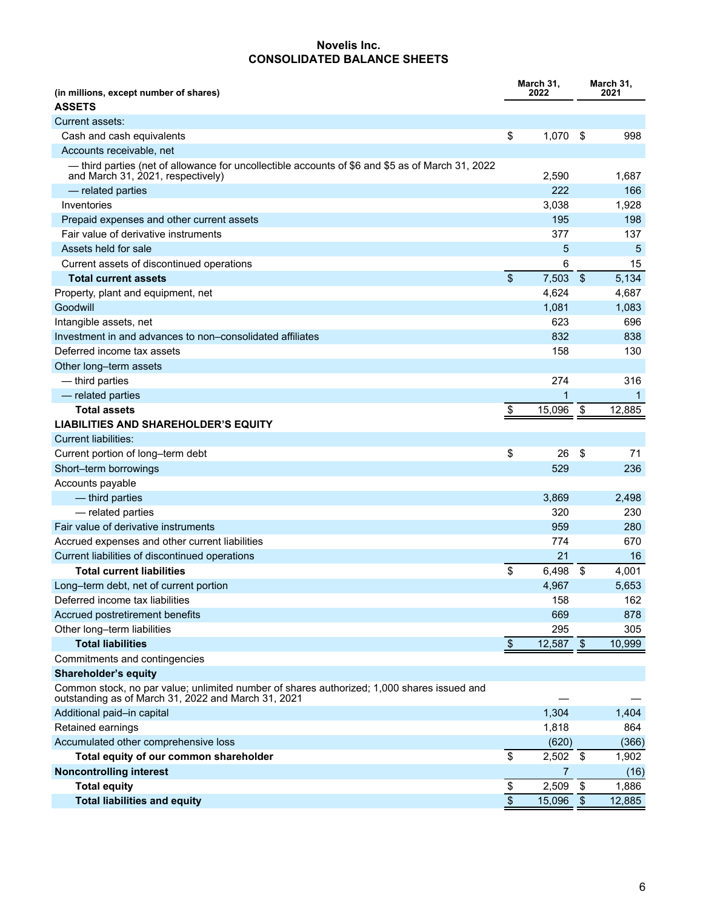# Novelis Inc.
## CONSOLIDATED BALANCE SHEETS

| (in millions, except number of shares) | March 31, 2022 | March 31, 2021 |
|---|---|---|
| **ASSETS** | | |
| Current assets: | | |
| Cash and cash equivalents | $ 1,070 | $ 998 |
| Accounts receivable, net | | |
| — third parties (net of allowance for uncollectible accounts of $6 and $5 as of March 31, 2022 and March 31, 2021, respectively) | 2,590 | 1,687 |
| — related parties | 222 | 166 |
| Inventories | 3,038 | 1,928 |
| Prepaid expenses and other current assets | 195 | 198 |
| Fair value of derivative instruments | 377 | 137 |
| Assets held for sale | 5 | 5 |
| Current assets of discontinued operations | 6 | 15 |
| **Total current assets** | $ 7,503 | $ 5,134 |
| Property, plant and equipment, net | 4,624 | 4,687 |
| Goodwill | 1,081 | 1,083 |
| Intangible assets, net | 623 | 696 |
| Investment in and advances to non–consolidated affiliates | 832 | 838 |
| Deferred income tax assets | 158 | 130 |
| Other long–term assets | | |
| — third parties | 274 | 316 |
| — related parties | 1 | 1 |
| **Total assets** | $ 15,096 | $ 12,885 |
| **LIABILITIES AND SHAREHOLDER'S EQUITY** | | |
| Current liabilities: | | |
| Current portion of long–term debt | $ 26 | $ 71 |
| Short–term borrowings | 529 | 236 |
| Accounts payable | | |
| — third parties | 3,869 | 2,498 |
| — related parties | 320 | 230 |
| Fair value of derivative instruments | 959 | 280 |
| Accrued expenses and other current liabilities | 774 | 670 |
| Current liabilities of discontinued operations | 21 | 16 |
| **Total current liabilities** | $ 6,498 | $ 4,001 |
| Long–term debt, net of current portion | 4,967 | 5,653 |
| Deferred income tax liabilities | 158 | 162 |
| Accrued postretirement benefits | 669 | 878 |
| Other long–term liabilities | 295 | 305 |
| **Total liabilities** | $ 12,587 | $ 10,999 |
| Commitments and contingencies | | |
| **Shareholder's equity** | | |
| Common stock, no par value; unlimited number of shares authorized; 1,000 shares issued and outstanding as of March 31, 2022 and March 31, 2021 | — | — |
| Additional paid–in capital | 1,304 | 1,404 |
| Retained earnings | 1,818 | 864 |
| Accumulated other comprehensive loss | (620) | (366) |
| **Total equity of our common shareholder** | $ 2,502 | $ 1,902 |
| **Noncontrolling interest** | 7 | (16) |
| **Total equity** | $ 2,509 | $ 1,886 |
| **Total liabilities and equity** | $ 15,096 | $ 12,885 |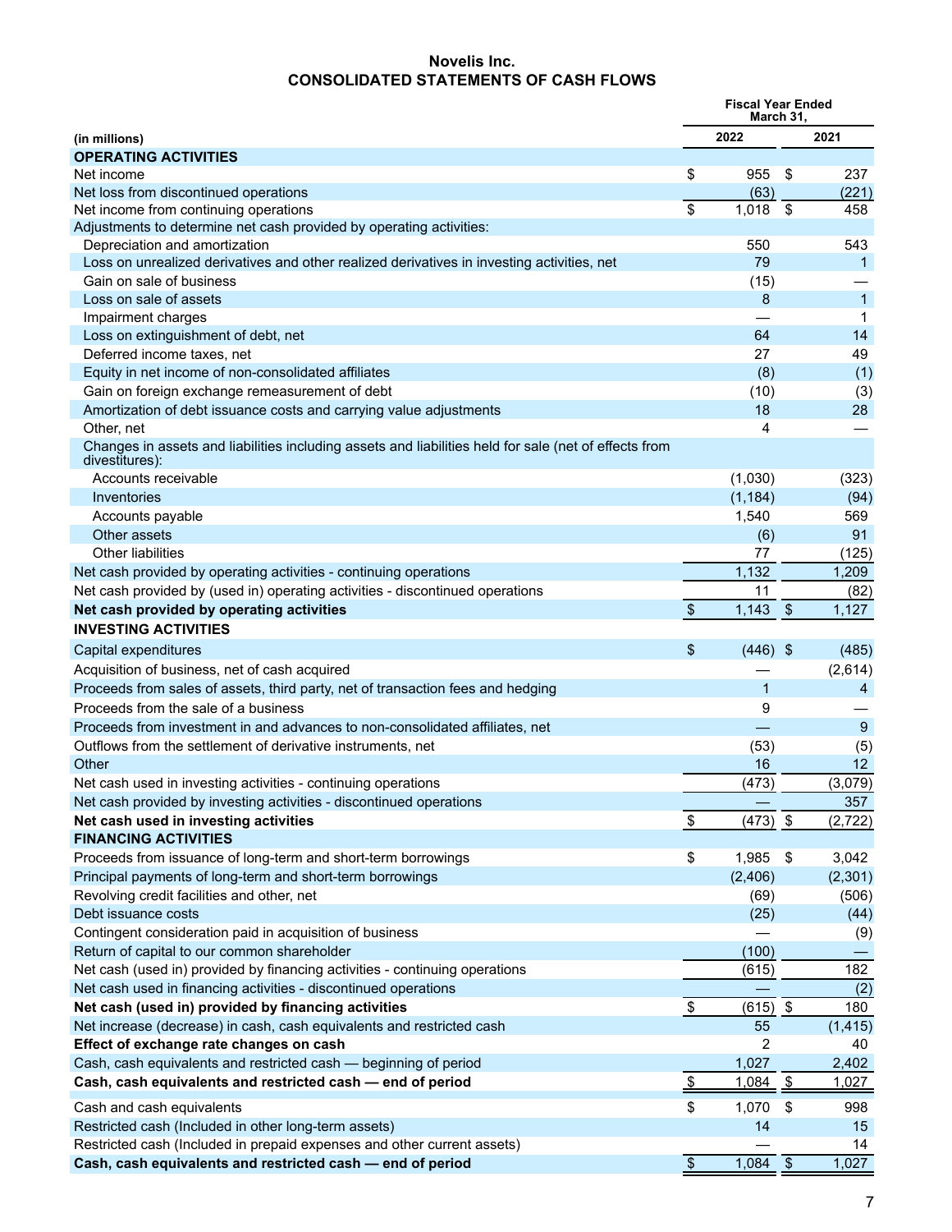# Novelis Inc.
## CONSOLIDATED STATEMENTS OF CASH FLOWS

| (in millions) | Fiscal Year Ended March 31, 2022 | Fiscal Year Ended March 31, 2021 |
|---|---|---|
| **OPERATING ACTIVITIES** | | |
| Net income | $ 955 | $ 237 |
| Net loss from discontinued operations | (63) | (221) |
| Net income from continuing operations | $ 1,018 | $ 458 |
| Adjustments to determine net cash provided by operating activities: | | |
| Depreciation and amortization | 550 | 543 |
| Loss on unrealized derivatives and other realized derivatives in investing activities, net | 79 | 1 |
| Gain on sale of business | (15) | — |
| Loss on sale of assets | 8 | 1 |
| Impairment charges | — | 1 |
| Loss on extinguishment of debt, net | 64 | 14 |
| Deferred income taxes, net | 27 | 49 |
| Equity in net income of non-consolidated affiliates | (8) | (1) |
| Gain on foreign exchange remeasurement of debt | (10) | (3) |
| Amortization of debt issuance costs and carrying value adjustments | 18 | 28 |
| Other, net | 4 | — |
| Changes in assets and liabilities including assets and liabilities held for sale (net of effects from divestitures): | | |
| Accounts receivable | (1,030) | (323) |
| Inventories | (1,184) | (94) |
| Accounts payable | 1,540 | 569 |
| Other assets | (6) | 91 |
| Other liabilities | 77 | (125) |
| Net cash provided by operating activities - continuing operations | 1,132 | 1,209 |
| Net cash provided by (used in) operating activities - discontinued operations | 11 | (82) |
| **Net cash provided by operating activities** | $ 1,143 | $ 1,127 |
| **INVESTING ACTIVITIES** | | |
| Capital expenditures | $ (446) | $ (485) |
| Acquisition of business, net of cash acquired | — | (2,614) |
| Proceeds from sales of assets, third party, net of transaction fees and hedging | 1 | 4 |
| Proceeds from the sale of a business | 9 | — |
| Proceeds from investment in and advances to non-consolidated affiliates, net | — | 9 |
| Outflows from the settlement of derivative instruments, net | (53) | (5) |
| Other | 16 | 12 |
| Net cash used in investing activities - continuing operations | (473) | (3,079) |
| Net cash provided by investing activities - discontinued operations | — | 357 |
| **Net cash used in investing activities** | $ (473) | $ (2,722) |
| **FINANCING ACTIVITIES** | | |
| Proceeds from issuance of long-term and short-term borrowings | $ 1,985 | $ 3,042 |
| Principal payments of long-term and short-term borrowings | (2,406) | (2,301) |
| Revolving credit facilities and other, net | (69) | (506) |
| Debt issuance costs | (25) | (44) |
| Contingent consideration paid in acquisition of business | — | (9) |
| Return of capital to our common shareholder | (100) | — |
| Net cash (used in) provided by financing activities - continuing operations | (615) | 182 |
| Net cash used in financing activities - discontinued operations | — | (2) |
| **Net cash (used in) provided by financing activities** | $ (615) | $ 180 |
| Net increase (decrease) in cash, cash equivalents and restricted cash | 55 | (1,415) |
| **Effect of exchange rate changes on cash** | 2 | 40 |
| Cash, cash equivalents and restricted cash — beginning of period | 1,027 | 2,402 |
| **Cash, cash equivalents and restricted cash — end of period** | $ 1,084 | $ 1,027 |
| Cash and cash equivalents | $ 1,070 | $ 998 |
| Restricted cash (Included in other long-term assets) | 14 | 15 |
| Restricted cash (Included in prepaid expenses and other current assets) | — | 14 |
| **Cash, cash equivalents and restricted cash — end of period** | $ 1,084 | $ 1,027 |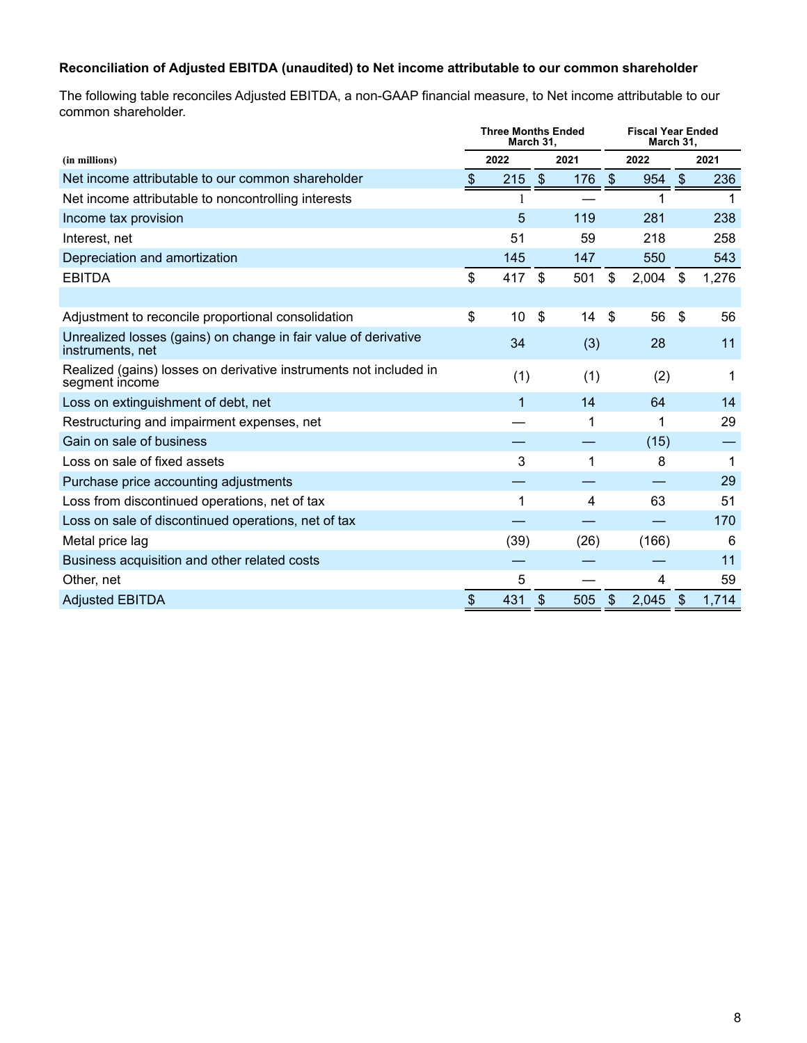### Reconciliation of Adjusted EBITDA (unaudited) to Net income attributable to our common shareholder

The following table reconciles Adjusted EBITDA, a non-GAAP financial measure, to Net income attributable to our common shareholder.

| (in millions) | Three Months Ended March 31, 2022 | Three Months Ended March 31, 2021 | Fiscal Year Ended March 31, 2022 | Fiscal Year Ended March 31, 2021 |
|---|---|---|---|---|
| Net income attributable to our common shareholder | $ 215 | $ 176 | $ 954 | $ 236 |
| Net income attributable to noncontrolling interests | 1 | — | 1 | 1 |
| Income tax provision | 5 | 119 | 281 | 238 |
| Interest, net | 51 | 59 | 218 | 258 |
| Depreciation and amortization | 145 | 147 | 550 | 543 |
| EBITDA | $ 417 | $ 501 | $ 2,004 | $ 1,276 |
| | | | | |
| Adjustment to reconcile proportional consolidation | $ 10 | $ 14 | $ 56 | $ 56 |
| Unrealized losses (gains) on change in fair value of derivative instruments, net | 34 | (3) | 28 | 11 |
| Realized (gains) losses on derivative instruments not included in segment income | (1) | (1) | (2) | 1 |
| Loss on extinguishment of debt, net | 1 | 14 | 64 | 14 |
| Restructuring and impairment expenses, net | — | 1 | 1 | 29 |
| Gain on sale of business | — | — | (15) | — |
| Loss on sale of fixed assets | 3 | 1 | 8 | 1 |
| Purchase price accounting adjustments | — | — | — | 29 |
| Loss from discontinued operations, net of tax | 1 | 4 | 63 | 51 |
| Loss on sale of discontinued operations, net of tax | — | — | — | 170 |
| Metal price lag | (39) | (26) | (166) | 6 |
| Business acquisition and other related costs | — | — | — | 11 |
| Other, net | 5 | — | 4 | 59 |
| Adjusted EBITDA | $ 431 | $ 505 | $ 2,045 | $ 1,714 |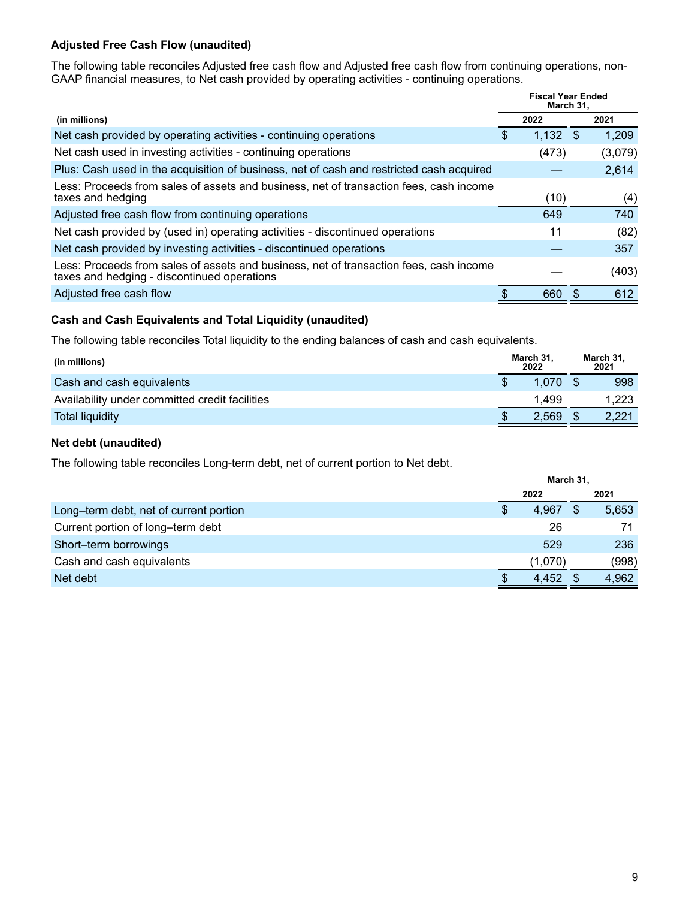**Adjusted Free Cash Flow (unaudited)**

The following table reconciles Adjusted free cash flow and Adjusted free cash flow from continuing operations, non-GAAP financial measures, to Net cash provided by operating activities - continuing operations.

| (in millions) | Fiscal Year Ended March 31, 2022 | Fiscal Year Ended March 31, 2021 |
|---|---|---|
| Net cash provided by operating activities - continuing operations | $ 1,132 | $ 1,209 |
| Net cash used in investing activities - continuing operations | (473) | (3,079) |
| Plus: Cash used in the acquisition of business, net of cash and restricted cash acquired | — | 2,614 |
| Less: Proceeds from sales of assets and business, net of transaction fees, cash income taxes and hedging | (10) | (4) |
| Adjusted free cash flow from continuing operations | 649 | 740 |
| Net cash provided by (used in) operating activities - discontinued operations | 11 | (82) |
| Net cash provided by investing activities - discontinued operations | — | 357 |
| Less: Proceeds from sales of assets and business, net of transaction fees, cash income taxes and hedging - discontinued operations | — | (403) |
| Adjusted free cash flow | $ 660 | $ 612 |

**Cash and Cash Equivalents and Total Liquidity (unaudited)**

The following table reconciles Total liquidity to the ending balances of cash and cash equivalents.

| (in millions) | March 31, 2022 | March 31, 2021 |
|---|---|---|
| Cash and cash equivalents | $ 1,070 | $ 998 |
| Availability under committed credit facilities | 1,499 | 1,223 |
| Total liquidity | $ 2,569 | $ 2,221 |

**Net debt (unaudited)**

The following table reconciles Long-term debt, net of current portion to Net debt.

| | March 31, 2022 | March 31, 2021 |
|---|---|---|
| Long–term debt, net of current portion | $ 4,967 | $ 5,653 |
| Current portion of long–term debt | 26 | 71 |
| Short–term borrowings | 529 | 236 |
| Cash and cash equivalents | (1,070) | (998) |
| Net debt | $ 4,452 | $ 4,962 |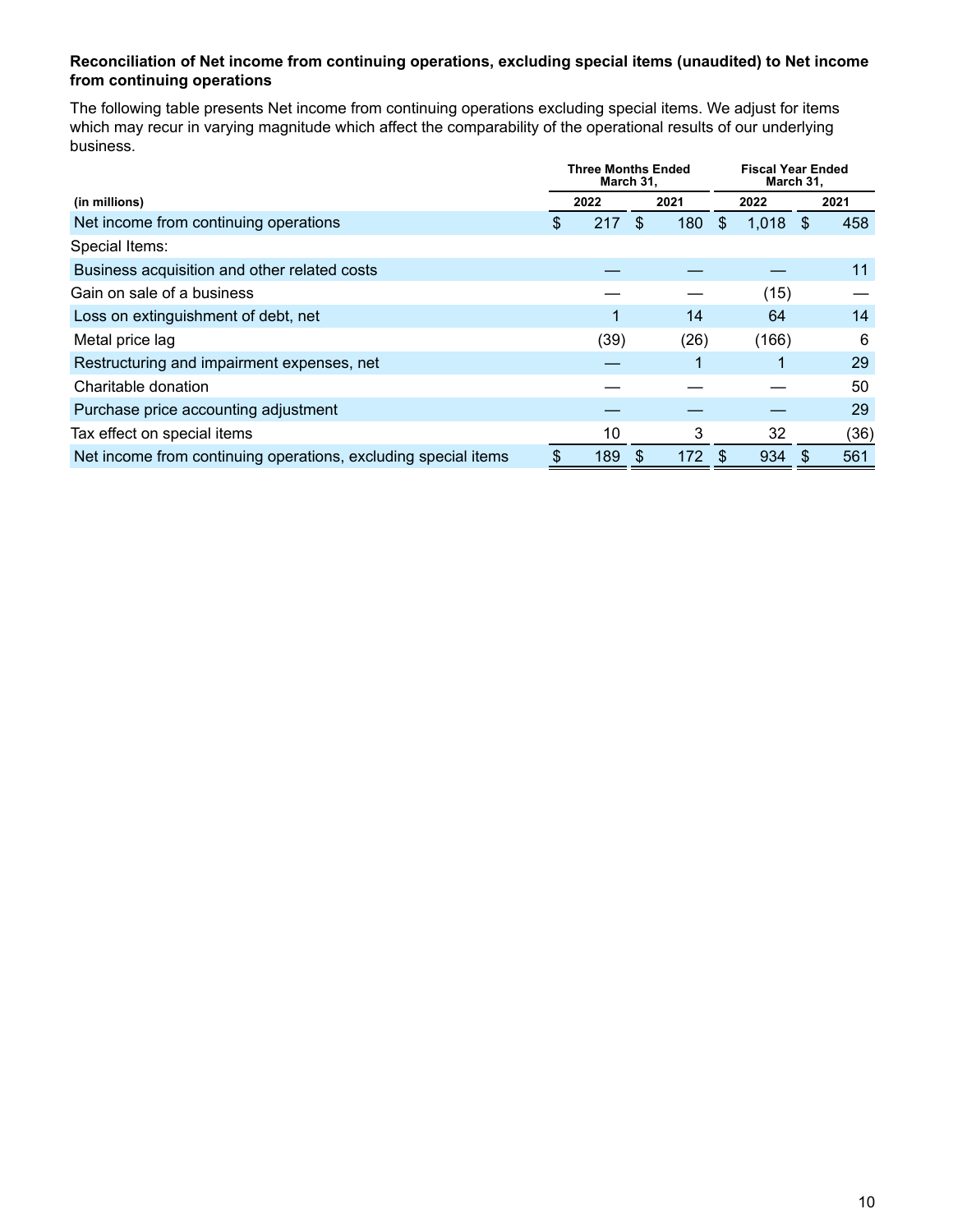**Reconciliation of Net income from continuing operations, excluding special items (unaudited) to Net income from continuing operations**

The following table presents Net income from continuing operations excluding special items. We adjust for items which may recur in varying magnitude which affect the comparability of the operational results of our underlying business.

| | Three Months Ended March 31, | | Fiscal Year Ended March 31, | |
|---|---|---|---|---|
| (in millions) | 2022 | 2021 | 2022 | 2021 |
| Net income from continuing operations | $ 217 | $ 180 | $ 1,018 | $ 458 |
| Special Items: | | | | |
| Business acquisition and other related costs | — | — | — | 11 |
| Gain on sale of a business | — | — | (15) | — |
| Loss on extinguishment of debt, net | 1 | 14 | 64 | 14 |
| Metal price lag | (39) | (26) | (166) | 6 |
| Restructuring and impairment expenses, net | — | 1 | 1 | 29 |
| Charitable donation | — | — | — | 50 |
| Purchase price accounting adjustment | — | — | — | 29 |
| Tax effect on special items | 10 | 3 | 32 | (36) |
| Net income from continuing operations, excluding special items | $ 189 | $ 172 | $ 934 | $ 561 |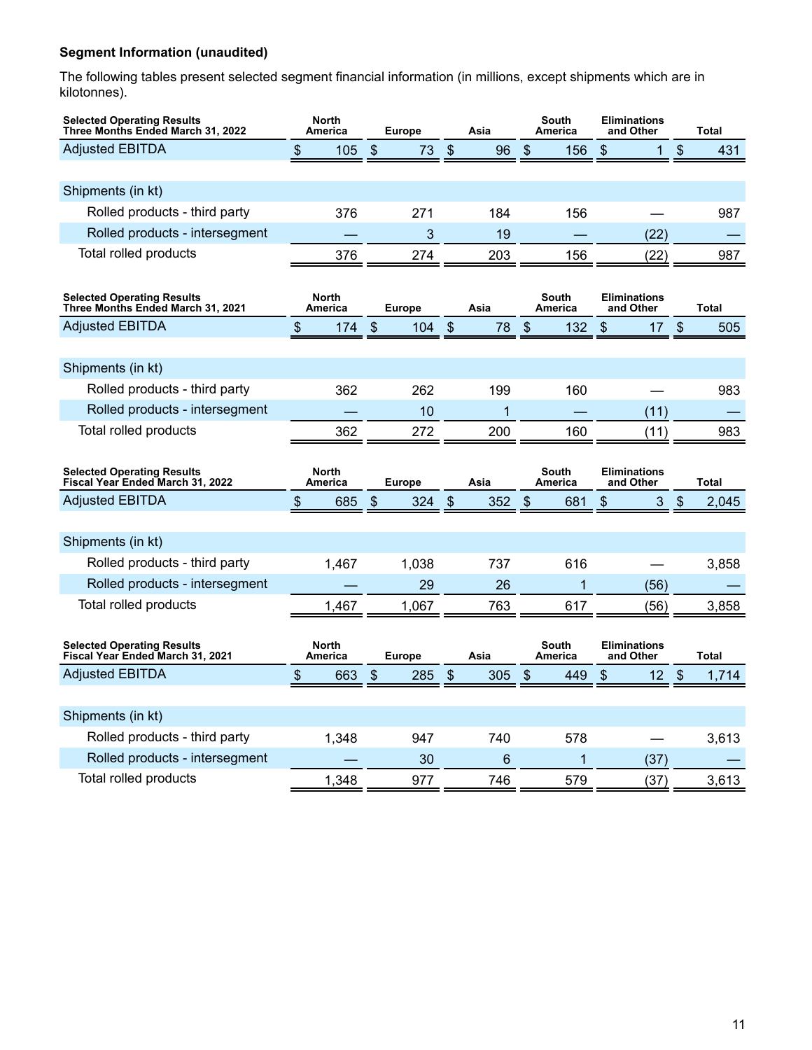**Segment Information (unaudited)**

The following tables present selected segment financial information (in millions, except shipments which are in kilotonnes).

| Selected Operating Results Three Months Ended March 31, 2022 | North America | Europe | Asia | South America | Eliminations and Other | Total |
|---|---|---|---|---|---|---|
| Adjusted EBITDA | $ 105 | $ 73 | $ 96 | $ 156 | $ 1 | $ 431 |
| | | | | | | |
| Shipments (in kt) | | | | | | |
| Rolled products - third party | 376 | 271 | 184 | 156 | — | 987 |
| Rolled products - intersegment | — | 3 | 19 | — | (22) | — |
| Total rolled products | 376 | 274 | 203 | 156 | (22) | 987 |

| Selected Operating Results Three Months Ended March 31, 2021 | North America | Europe | Asia | South America | Eliminations and Other | Total |
|---|---|---|---|---|---|---|
| Adjusted EBITDA | $ 174 | $ 104 | $ 78 | $ 132 | $ 17 | $ 505 |
| | | | | | | |
| Shipments (in kt) | | | | | | |
| Rolled products - third party | 362 | 262 | 199 | 160 | — | 983 |
| Rolled products - intersegment | — | 10 | 1 | — | (11) | — |
| Total rolled products | 362 | 272 | 200 | 160 | (11) | 983 |

| Selected Operating Results Fiscal Year Ended March 31, 2022 | North America | Europe | Asia | South America | Eliminations and Other | Total |
|---|---|---|---|---|---|---|
| Adjusted EBITDA | $ 685 | $ 324 | $ 352 | $ 681 | $ 3 | $ 2,045 |
| | | | | | | |
| Shipments (in kt) | | | | | | |
| Rolled products - third party | 1,467 | 1,038 | 737 | 616 | — | 3,858 |
| Rolled products - intersegment | — | 29 | 26 | 1 | (56) | — |
| Total rolled products | 1,467 | 1,067 | 763 | 617 | (56) | 3,858 |

| Selected Operating Results Fiscal Year Ended March 31, 2021 | North America | Europe | Asia | South America | Eliminations and Other | Total |
|---|---|---|---|---|---|---|
| Adjusted EBITDA | $ 663 | $ 285 | $ 305 | $ 449 | $ 12 | $ 1,714 |
| | | | | | | |
| Shipments (in kt) | | | | | | |
| Rolled products - third party | 1,348 | 947 | 740 | 578 | — | 3,613 |
| Rolled products - intersegment | — | 30 | 6 | 1 | (37) | — |
| Total rolled products | 1,348 | 977 | 746 | 579 | (37) | 3,613 |